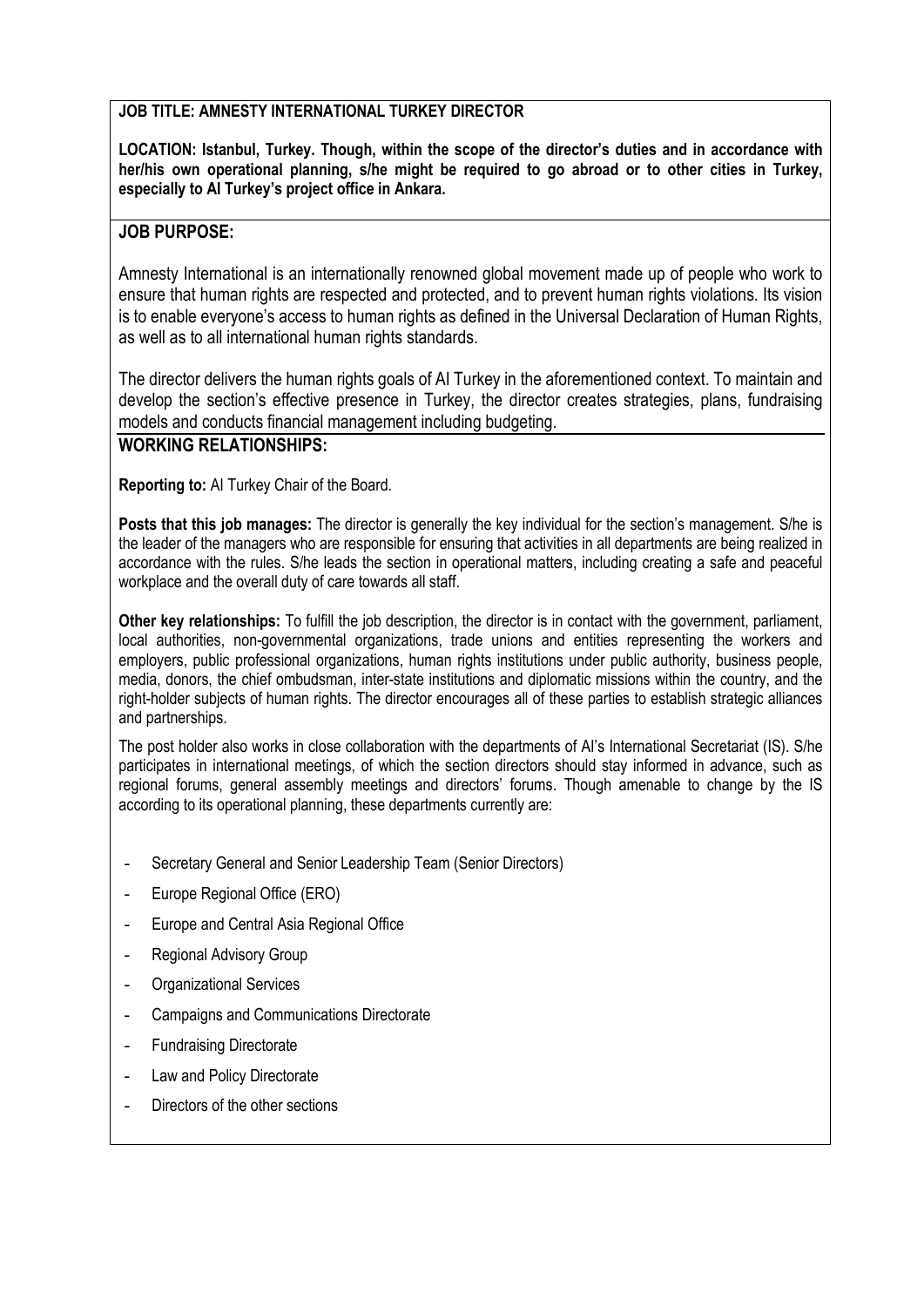**JOB TITLE: AMNESTY INTERNATIONAL TURKEY DIRECTOR**

**LOCATION: Istanbul, Turkey. Though, within the scope of the director's duties and in accordance with her/his own operational planning, s/he might be required to go abroad or to other cities in Turkey, especially to AI Turkey's project office in Ankara.**

## JOB PURPOSE:

Amnesty International is an internationally renowned global movement made up of people who work to ensure that human rights are respected and protected, and to prevent human rights violations. Its vision is to enable everyone's access to human rights as defined in the Universal Declaration of Human Rights, as well as to all international human rights standards.

The director delivers the human rights goals of AI Turkey in the aforementioned context. To maintain and develop the section's effective presence in Turkey, the director creates strategies, plans, fundraising models and conducts financial management including budgeting.

## WORKING RELATIONSHIPS:

**Reporting to:** AI Turkey Chair of the Board.

**Posts that this job manages:** The director is generally the key individual for the section's management. S/he is the leader of the managers who are responsible for ensuring that activities in all departments are being realized in accordance with the rules. S/he leads the section in operational matters, including creating a safe and peaceful workplace and the overall duty of care towards all staff.

**Other key relationships:** To fulfill the job description, the director is in contact with the government, parliament, local authorities, non-governmental organizations, trade unions and entities representing the workers and employers, public professional organizations, human rights institutions under public authority, business people, media, donors, the chief ombudsman, inter-state institutions and diplomatic missions within the country, and the right-holder subjects of human rights. The director encourages all of these parties to establish strategic alliances and partnerships.

The post holder also works in close collaboration with the departments of AI's International Secretariat (IS). S/he participates in international meetings, of which the section directors should stay informed in advance, such as regional forums, general assembly meetings and directors' forums. Though amenable to change by the IS according to its operational planning, these departments currently are:

- Secretary General and Senior Leadership Team (Senior Directors)
- Europe Regional Office (ERO)
- Europe and Central Asia Regional Office
- Regional Advisory Group
- Organizational Services
- Campaigns and Communications Directorate
- Fundraising Directorate
- Law and Policy Directorate
- Directors of the other sections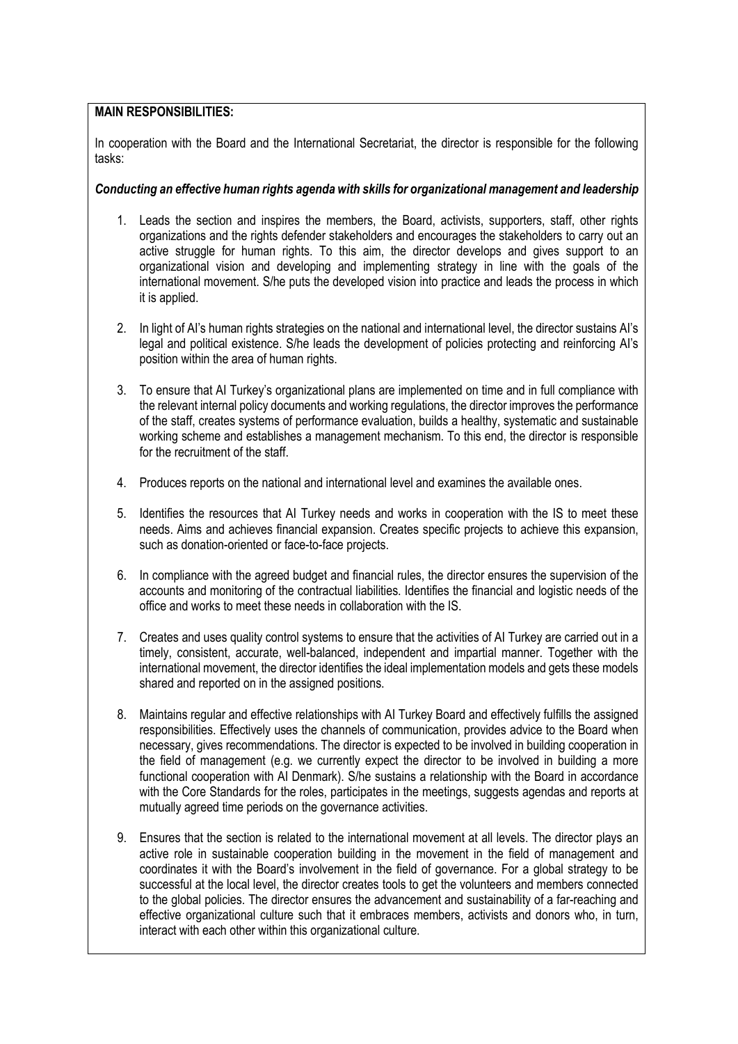**MAIN RESPONSIBILITIES:**

In cooperation with the Board and the International Secretariat, the director is responsible for the following tasks:

***Conducting an effective human rights agenda with skills for organizational management and leadership***

1. Leads the section and inspires the members, the Board, activists, supporters, staff, other rights organizations and the rights defender stakeholders and encourages the stakeholders to carry out an active struggle for human rights. To this aim, the director develops and gives support to an organizational vision and developing and implementing strategy in line with the goals of the international movement. S/he puts the developed vision into practice and leads the process in which it is applied.

2. In light of AI's human rights strategies on the national and international level, the director sustains AI's legal and political existence. S/he leads the development of policies protecting and reinforcing AI's position within the area of human rights.

3. To ensure that AI Turkey's organizational plans are implemented on time and in full compliance with the relevant internal policy documents and working regulations, the director improves the performance of the staff, creates systems of performance evaluation, builds a healthy, systematic and sustainable working scheme and establishes a management mechanism. To this end, the director is responsible for the recruitment of the staff.

4. Produces reports on the national and international level and examines the available ones.

5. Identifies the resources that AI Turkey needs and works in cooperation with the IS to meet these needs. Aims and achieves financial expansion. Creates specific projects to achieve this expansion, such as donation-oriented or face-to-face projects.

6. In compliance with the agreed budget and financial rules, the director ensures the supervision of the accounts and monitoring of the contractual liabilities. Identifies the financial and logistic needs of the office and works to meet these needs in collaboration with the IS.

7. Creates and uses quality control systems to ensure that the activities of AI Turkey are carried out in a timely, consistent, accurate, well-balanced, independent and impartial manner. Together with the international movement, the director identifies the ideal implementation models and gets these models shared and reported on in the assigned positions.

8. Maintains regular and effective relationships with AI Turkey Board and effectively fulfills the assigned responsibilities. Effectively uses the channels of communication, provides advice to the Board when necessary, gives recommendations. The director is expected to be involved in building cooperation in the field of management (e.g. we currently expect the director to be involved in building a more functional cooperation with AI Denmark). S/he sustains a relationship with the Board in accordance with the Core Standards for the roles, participates in the meetings, suggests agendas and reports at mutually agreed time periods on the governance activities.

9. Ensures that the section is related to the international movement at all levels. The director plays an active role in sustainable cooperation building in the movement in the field of management and coordinates it with the Board's involvement in the field of governance. For a global strategy to be successful at the local level, the director creates tools to get the volunteers and members connected to the global policies. The director ensures the advancement and sustainability of a far-reaching and effective organizational culture such that it embraces members, activists and donors who, in turn, interact with each other within this organizational culture.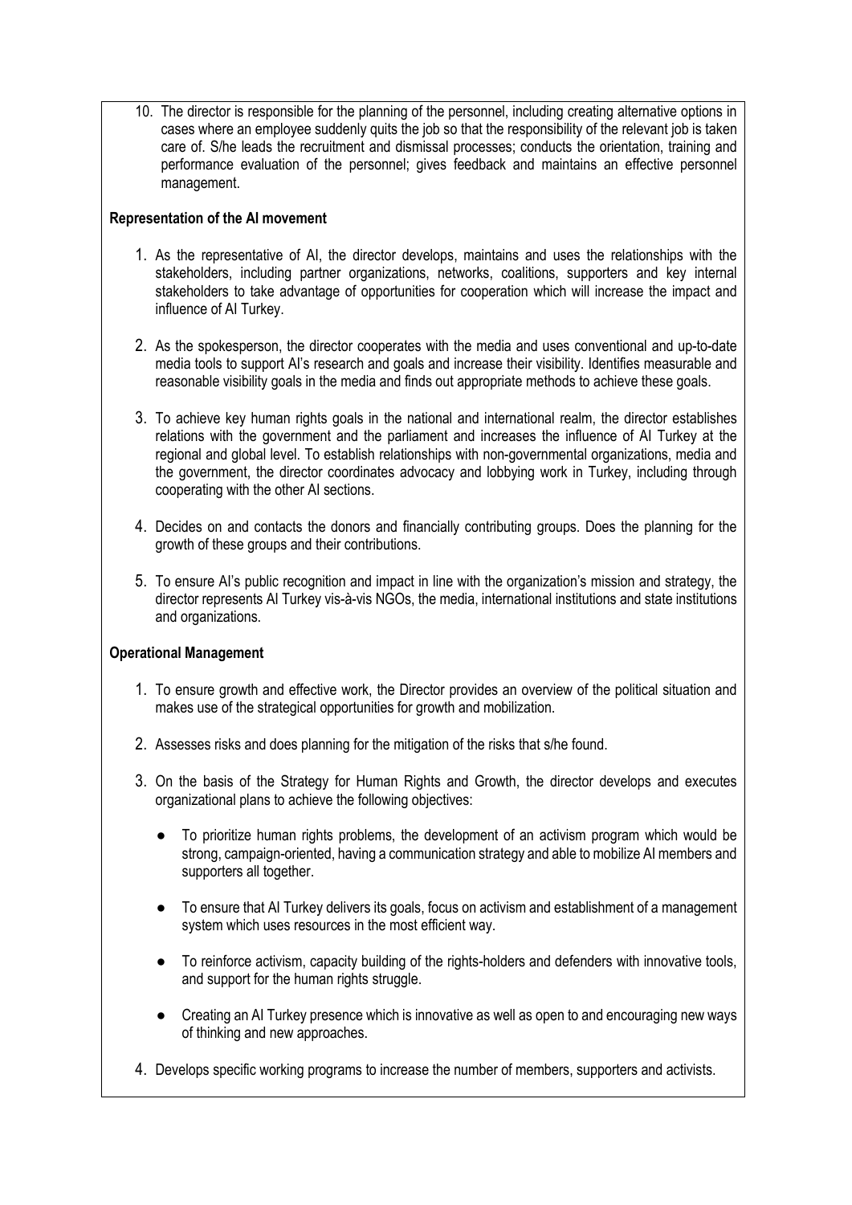10. The director is responsible for the planning of the personnel, including creating alternative options in cases where an employee suddenly quits the job so that the responsibility of the relevant job is taken care of. S/he leads the recruitment and dismissal processes; conducts the orientation, training and performance evaluation of the personnel; gives feedback and maintains an effective personnel management.

**Representation of the AI movement**

1. As the representative of AI, the director develops, maintains and uses the relationships with the stakeholders, including partner organizations, networks, coalitions, supporters and key internal stakeholders to take advantage of opportunities for cooperation which will increase the impact and influence of AI Turkey.

2. As the spokesperson, the director cooperates with the media and uses conventional and up-to-date media tools to support AI's research and goals and increase their visibility. Identifies measurable and reasonable visibility goals in the media and finds out appropriate methods to achieve these goals.

3. To achieve key human rights goals in the national and international realm, the director establishes relations with the government and the parliament and increases the influence of AI Turkey at the regional and global level. To establish relationships with non-governmental organizations, media and the government, the director coordinates advocacy and lobbying work in Turkey, including through cooperating with the other AI sections.

4. Decides on and contacts the donors and financially contributing groups. Does the planning for the growth of these groups and their contributions.

5. To ensure AI's public recognition and impact in line with the organization's mission and strategy, the director represents AI Turkey vis-à-vis NGOs, the media, international institutions and state institutions and organizations.

**Operational Management**

1. To ensure growth and effective work, the Director provides an overview of the political situation and makes use of the strategical opportunities for growth and mobilization.

2. Assesses risks and does planning for the mitigation of the risks that s/he found.

3. On the basis of the Strategy for Human Rights and Growth, the director develops and executes organizational plans to achieve the following objectives:

    - To prioritize human rights problems, the development of an activism program which would be strong, campaign-oriented, having a communication strategy and able to mobilize AI members and supporters all together.

    - To ensure that AI Turkey delivers its goals, focus on activism and establishment of a management system which uses resources in the most efficient way.

    - To reinforce activism, capacity building of the rights-holders and defenders with innovative tools, and support for the human rights struggle.

    - Creating an AI Turkey presence which is innovative as well as open to and encouraging new ways of thinking and new approaches.

4. Develops specific working programs to increase the number of members, supporters and activists.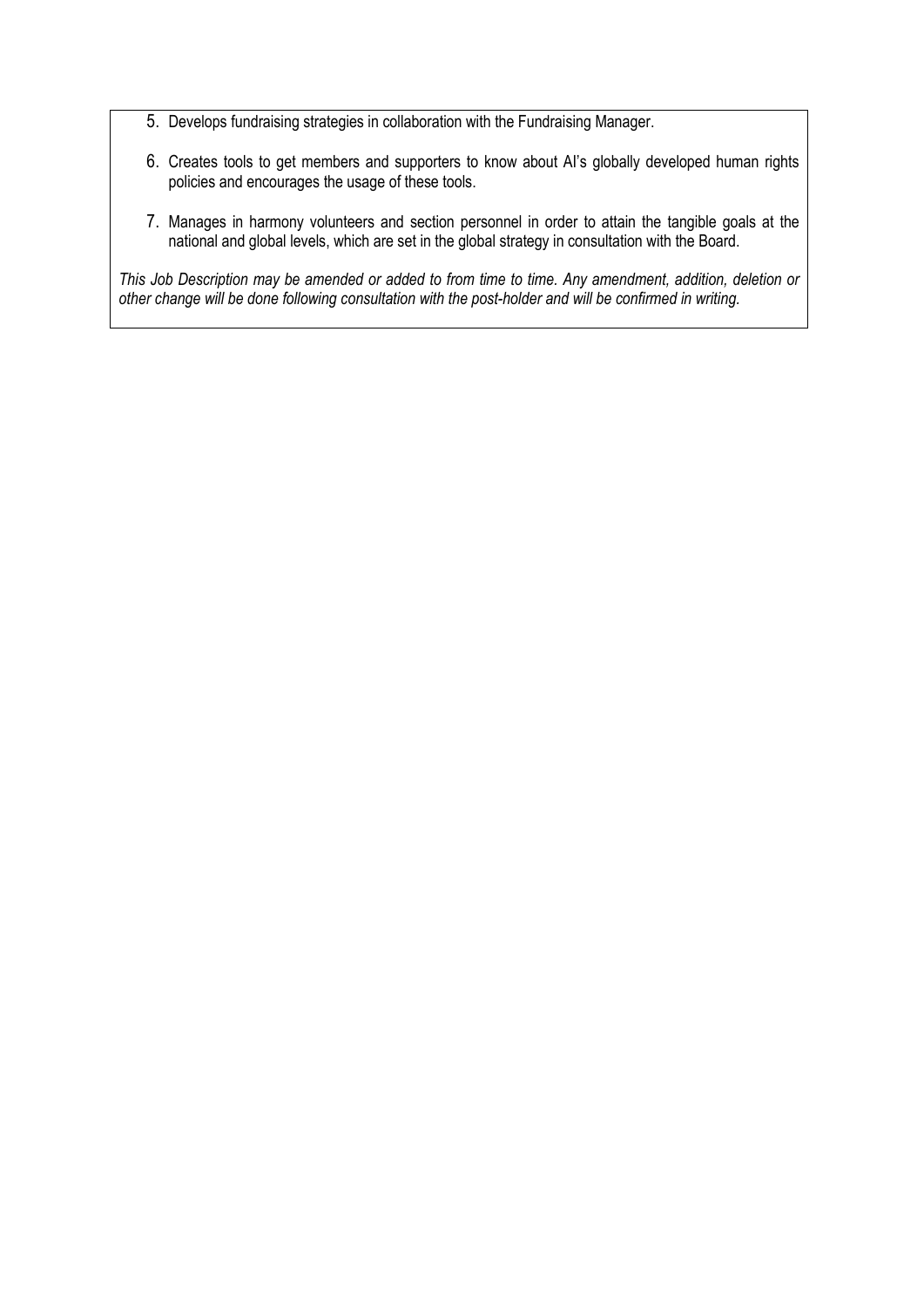5. Develops fundraising strategies in collaboration with the Fundraising Manager.

6. Creates tools to get members and supporters to know about AI's globally developed human rights policies and encourages the usage of these tools.

7. Manages in harmony volunteers and section personnel in order to attain the tangible goals at the national and global levels, which are set in the global strategy in consultation with the Board.

*This Job Description may be amended or added to from time to time. Any amendment, addition, deletion or other change will be done following consultation with the post-holder and will be confirmed in writing.*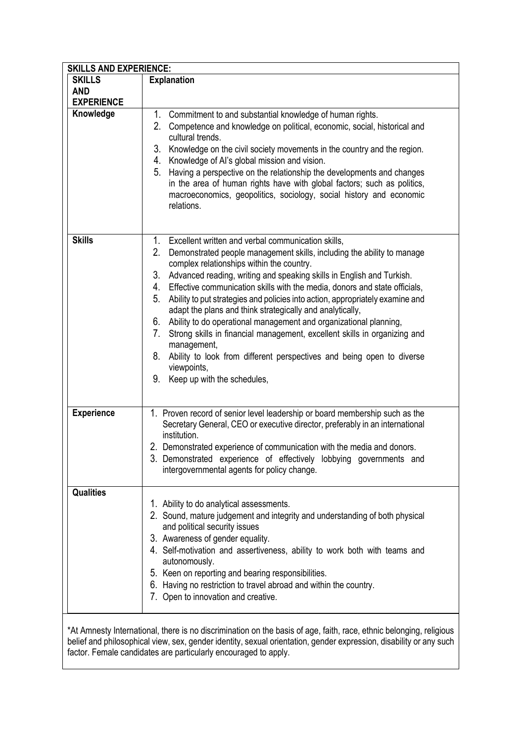| SKILLS AND EXPERIENCE: | |
|---|---|
| **SKILLS AND EXPERIENCE** | **Explanation** |
| **Knowledge** | 1. Commitment to and substantial knowledge of human rights.<br>2. Competence and knowledge on political, economic, social, historical and cultural trends.<br>3. Knowledge on the civil society movements in the country and the region.<br>4. Knowledge of AI's global mission and vision.<br>5. Having a perspective on the relationship the developments and changes in the area of human rights have with global factors; such as politics, macroeconomics, geopolitics, sociology, social history and economic relations. |
| **Skills** | 1. Excellent written and verbal communication skills,<br>2. Demonstrated people management skills, including the ability to manage complex relationships within the country.<br>3. Advanced reading, writing and speaking skills in English and Turkish.<br>4. Effective communication skills with the media, donors and state officials,<br>5. Ability to put strategies and policies into action, appropriately examine and adapt the plans and think strategically and analytically,<br>6. Ability to do operational management and organizational planning,<br>7. Strong skills in financial management, excellent skills in organizing and management,<br>8. Ability to look from different perspectives and being open to diverse viewpoints,<br>9. Keep up with the schedules, |
| **Experience** | 1. Proven record of senior level leadership or board membership such as the Secretary General, CEO or executive director, preferably in an international institution.<br>2. Demonstrated experience of communication with the media and donors.<br>3. Demonstrated experience of effectively lobbying governments and intergovernmental agents for policy change. |
| **Qualities** | 1. Ability to do analytical assessments.<br>2. Sound, mature judgement and integrity and understanding of both physical and political security issues<br>3. Awareness of gender equality.<br>4. Self-motivation and assertiveness, ability to work both with teams and autonomously.<br>5. Keen on reporting and bearing responsibilities.<br>6. Having no restriction to travel abroad and within the country.<br>7. Open to innovation and creative. |

*At Amnesty International, there is no discrimination on the basis of age, faith, race, ethnic belonging, religious belief and philosophical view, sex, gender identity, sexual orientation, gender expression, disability or any such factor. Female candidates are particularly encouraged to apply.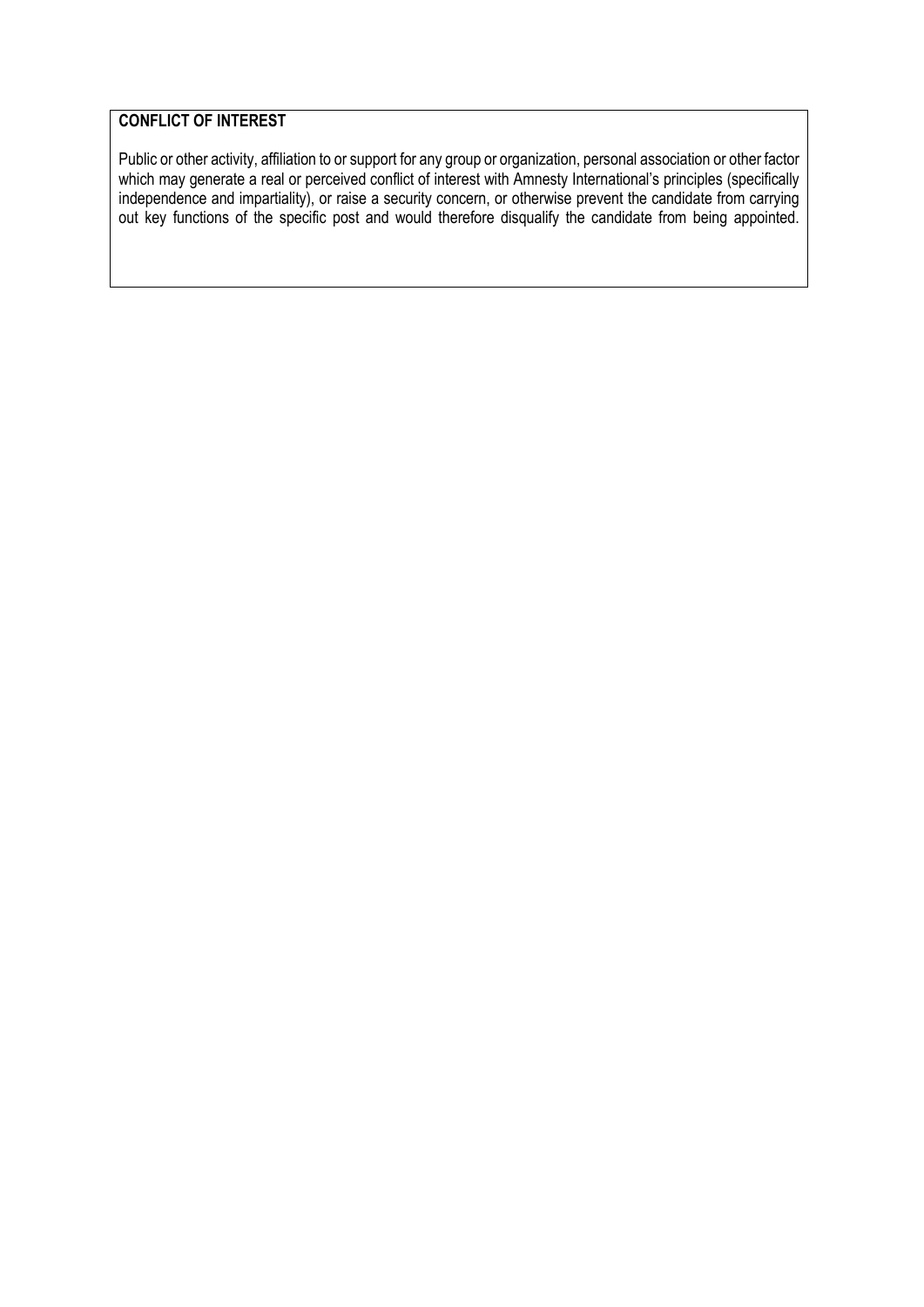**CONFLICT OF INTEREST**

Public or other activity, affiliation to or support for any group or organization, personal association or other factor which may generate a real or perceived conflict of interest with Amnesty International's principles (specifically independence and impartiality), or raise a security concern, or otherwise prevent the candidate from carrying out key functions of the specific post and would therefore disqualify the candidate from being appointed.